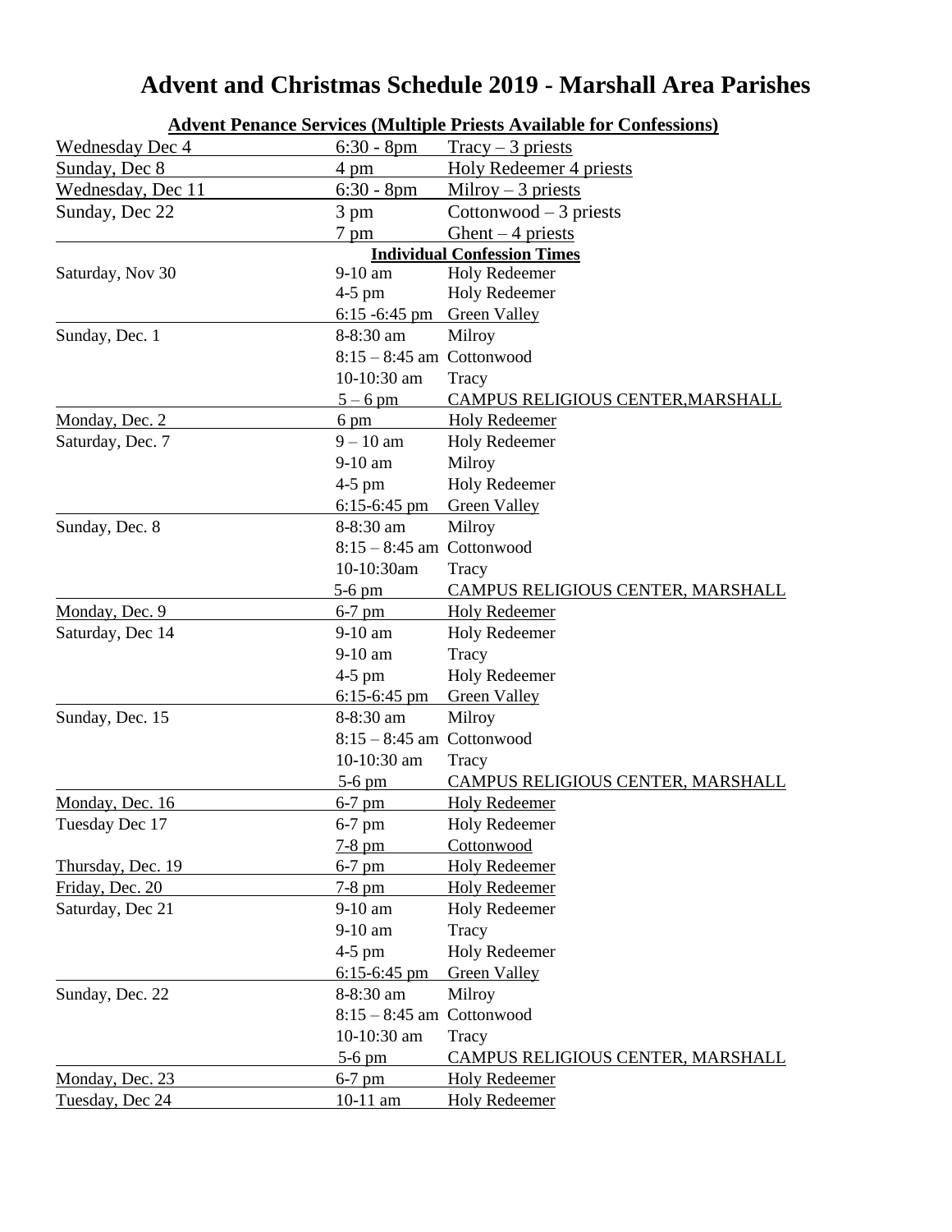# Advent and Christmas Schedule 2019 - Marshall Area Parishes

**Advent Penance Services (Multiple Priests Available for Confessions)**

| Date | Time | Location |
|---|---|---|
| Wednesday Dec 4 | 6:30 - 8pm | Tracy – 3 priests |
| Sunday, Dec 8 | 4 pm | Holy Redeemer 4 priests |
| Wednesday, Dec 11 | 6:30 - 8pm | Milroy – 3 priests |
| Sunday, Dec 22 | 3 pm | Cottonwood – 3 priests |
| | 7 pm | Ghent – 4 priests |

**Individual Confession Times**

| Date | Time | Location |
|---|---|---|
| Saturday, Nov 30 | 9-10 am | Holy Redeemer |
| | 4-5 pm | Holy Redeemer |
| | 6:15 -6:45 pm | Green Valley |
| Sunday, Dec. 1 | 8-8:30 am | Milroy |
| | 8:15 – 8:45 am | Cottonwood |
| | 10-10:30 am | Tracy |
| | 5 – 6 pm | CAMPUS RELIGIOUS CENTER,MARSHALL |
| Monday, Dec. 2 | 6 pm | Holy Redeemer |
| Saturday, Dec. 7 | 9 – 10 am | Holy Redeemer |
| | 9-10 am | Milroy |
| | 4-5 pm | Holy Redeemer |
| | 6:15-6:45 pm | Green Valley |
| Sunday, Dec. 8 | 8-8:30 am | Milroy |
| | 8:15 – 8:45 am | Cottonwood |
| | 10-10:30am | Tracy |
| | 5-6 pm | CAMPUS RELIGIOUS CENTER, MARSHALL |
| Monday, Dec. 9 | 6-7 pm | Holy Redeemer |
| Saturday, Dec 14 | 9-10 am | Holy Redeemer |
| | 9-10 am | Tracy |
| | 4-5 pm | Holy Redeemer |
| | 6:15-6:45 pm | Green Valley |
| Sunday, Dec. 15 | 8-8:30 am | Milroy |
| | 8:15 – 8:45 am | Cottonwood |
| | 10-10:30 am | Tracy |
| | 5-6 pm | CAMPUS RELIGIOUS CENTER, MARSHALL |
| Monday, Dec. 16 | 6-7 pm | Holy Redeemer |
| Tuesday Dec 17 | 6-7 pm | Holy Redeemer |
| | 7-8 pm | Cottonwood |
| Thursday, Dec. 19 | 6-7 pm | Holy Redeemer |
| Friday, Dec. 20 | 7-8 pm | Holy Redeemer |
| Saturday, Dec 21 | 9-10 am | Holy Redeemer |
| | 9-10 am | Tracy |
| | 4-5 pm | Holy Redeemer |
| | 6:15-6:45 pm | Green Valley |
| Sunday, Dec. 22 | 8-8:30 am | Milroy |
| | 8:15 – 8:45 am | Cottonwood |
| | 10-10:30 am | Tracy |
| | 5-6 pm | CAMPUS RELIGIOUS CENTER, MARSHALL |
| Monday, Dec. 23 | 6-7 pm | Holy Redeemer |
| Tuesday, Dec 24 | 10-11 am | Holy Redeemer |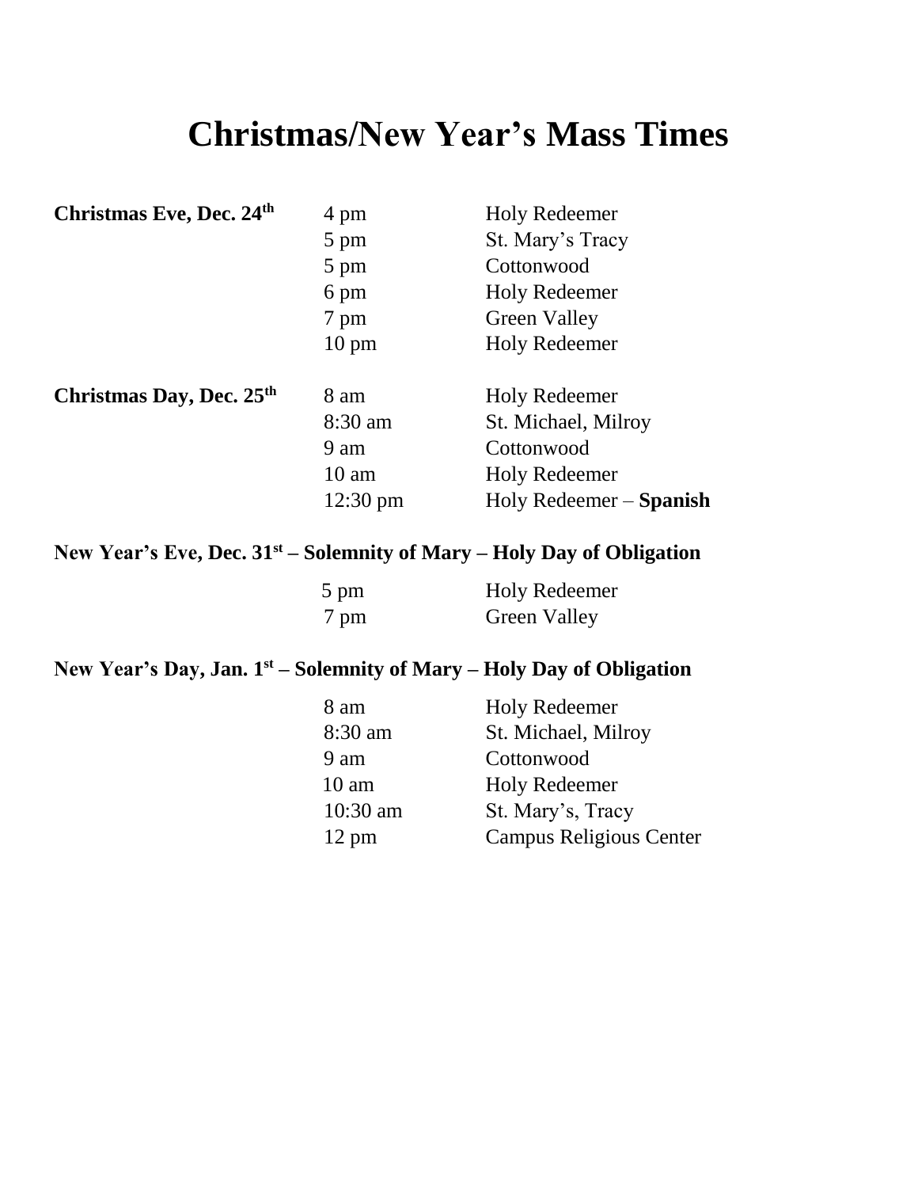# Christmas/New Year's Mass Times

| | | |
|---|---|---|
| **Christmas Eve, Dec. 24th** | 4 pm | Holy Redeemer |
| | 5 pm | St. Mary's Tracy |
| | 5 pm | Cottonwood |
| | 6 pm | Holy Redeemer |
| | 7 pm | Green Valley |
| | 10 pm | Holy Redeemer |
| **Christmas Day, Dec. 25th** | 8 am | Holy Redeemer |
| | 8:30 am | St. Michael, Milroy |
| | 9 am | Cottonwood |
| | 10 am | Holy Redeemer |
| | 12:30 pm | Holy Redeemer – **Spanish** |

**New Year's Eve, Dec. 31st – Solemnity of Mary – Holy Day of Obligation**

| | |
|---|---|
| 5 pm | Holy Redeemer |
| 7 pm | Green Valley |

**New Year's Day, Jan. 1st – Solemnity of Mary – Holy Day of Obligation**

| | |
|---|---|
| 8 am | Holy Redeemer |
| 8:30 am | St. Michael, Milroy |
| 9 am | Cottonwood |
| 10 am | Holy Redeemer |
| 10:30 am | St. Mary's, Tracy |
| 12 pm | Campus Religious Center |